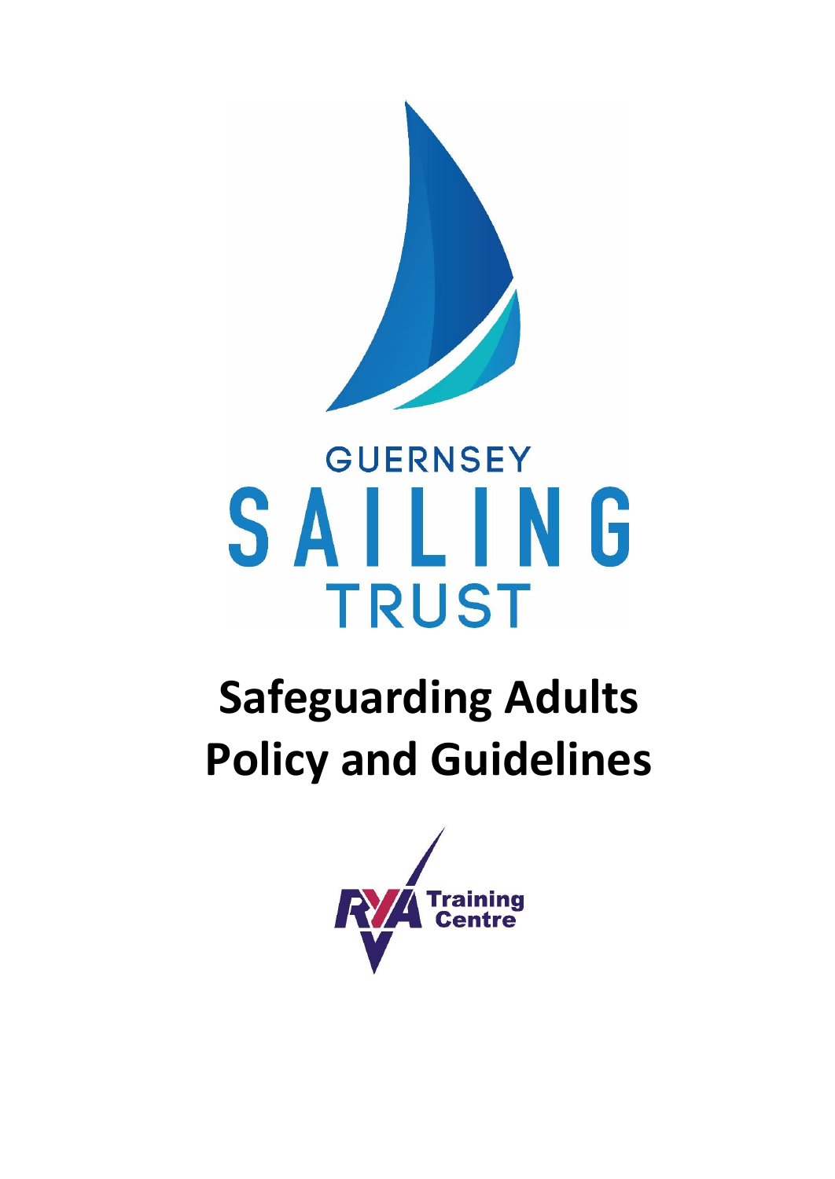GUERNSEY

SAILING

TRUST

# Safeguarding Adults Policy and Guidelines

RYA Training Centre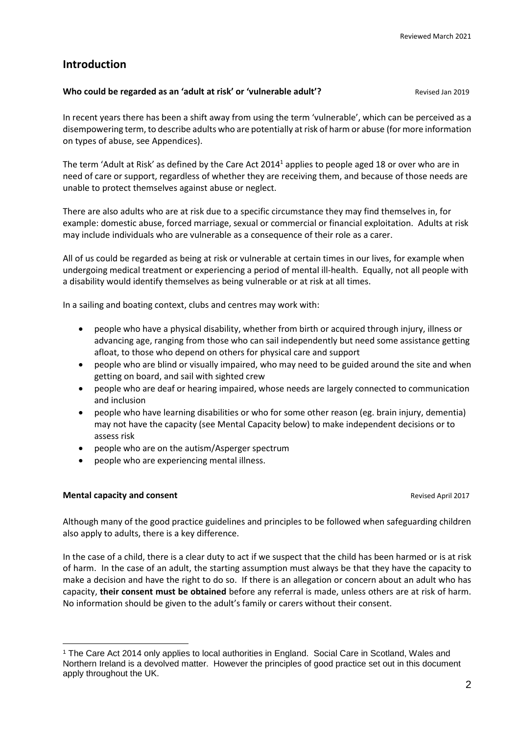## Introduction

**Who could be regarded as an 'adult at risk' or 'vulnerable adult'?** Revised Jan 2019

In recent years there has been a shift away from using the term 'vulnerable', which can be perceived as a disempowering term, to describe adults who are potentially at risk of harm or abuse (for more information on types of abuse, see Appendices).

The term 'Adult at Risk' as defined by the Care Act 2014[1] applies to people aged 18 or over who are in need of care or support, regardless of whether they are receiving them, and because of those needs are unable to protect themselves against abuse or neglect.

There are also adults who are at risk due to a specific circumstance they may find themselves in, for example: domestic abuse, forced marriage, sexual or commercial or financial exploitation. Adults at risk may include individuals who are vulnerable as a consequence of their role as a carer.

All of us could be regarded as being at risk or vulnerable at certain times in our lives, for example when undergoing medical treatment or experiencing a period of mental ill-health. Equally, not all people with a disability would identify themselves as being vulnerable or at risk at all times.

In a sailing and boating context, clubs and centres may work with:

- people who have a physical disability, whether from birth or acquired through injury, illness or advancing age, ranging from those who can sail independently but need some assistance getting afloat, to those who depend on others for physical care and support
- people who are blind or visually impaired, who may need to be guided around the site and when getting on board, and sail with sighted crew
- people who are deaf or hearing impaired, whose needs are largely connected to communication and inclusion
- people who have learning disabilities or who for some other reason (eg. brain injury, dementia) may not have the capacity (see Mental Capacity below) to make independent decisions or to assess risk
- people who are on the autism/Asperger spectrum
- people who are experiencing mental illness.

**Mental capacity and consent** Revised April 2017

Although many of the good practice guidelines and principles to be followed when safeguarding children also apply to adults, there is a key difference.

In the case of a child, there is a clear duty to act if we suspect that the child has been harmed or is at risk of harm. In the case of an adult, the starting assumption must always be that they have the capacity to make a decision and have the right to do so. If there is an allegation or concern about an adult who has capacity, **their consent must be obtained** before any referral is made, unless others are at risk of harm. No information should be given to the adult's family or carers without their consent.

---

[1] The Care Act 2014 only applies to local authorities in England. Social Care in Scotland, Wales and Northern Ireland is a devolved matter. However the principles of good practice set out in this document apply throughout the UK.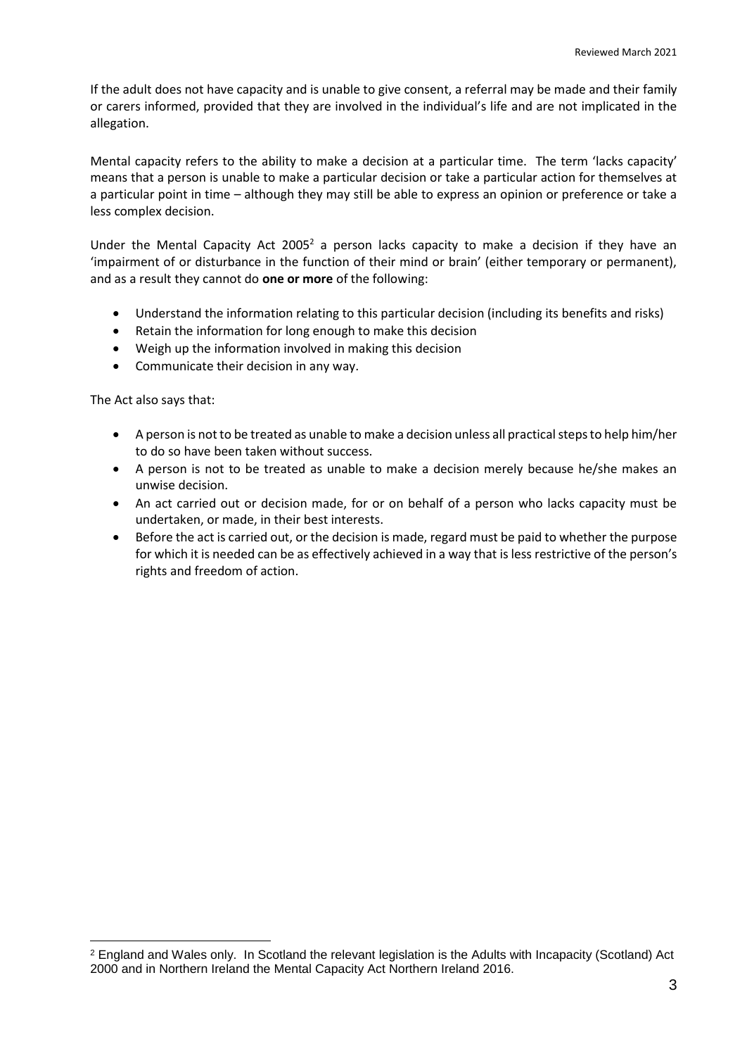If the adult does not have capacity and is unable to give consent, a referral may be made and their family or carers informed, provided that they are involved in the individual's life and are not implicated in the allegation.

Mental capacity refers to the ability to make a decision at a particular time. The term 'lacks capacity' means that a person is unable to make a particular decision or take a particular action for themselves at a particular point in time – although they may still be able to express an opinion or preference or take a less complex decision.

Under the Mental Capacity Act 2005[2] a person lacks capacity to make a decision if they have an 'impairment of or disturbance in the function of their mind or brain' (either temporary or permanent), and as a result they cannot do **one or more** of the following:

- Understand the information relating to this particular decision (including its benefits and risks)
- Retain the information for long enough to make this decision
- Weigh up the information involved in making this decision
- Communicate their decision in any way.

The Act also says that:

- A person is not to be treated as unable to make a decision unless all practical steps to help him/her to do so have been taken without success.
- A person is not to be treated as unable to make a decision merely because he/she makes an unwise decision.
- An act carried out or decision made, for or on behalf of a person who lacks capacity must be undertaken, or made, in their best interests.
- Before the act is carried out, or the decision is made, regard must be paid to whether the purpose for which it is needed can be as effectively achieved in a way that is less restrictive of the person's rights and freedom of action.

[2] England and Wales only. In Scotland the relevant legislation is the Adults with Incapacity (Scotland) Act 2000 and in Northern Ireland the Mental Capacity Act Northern Ireland 2016.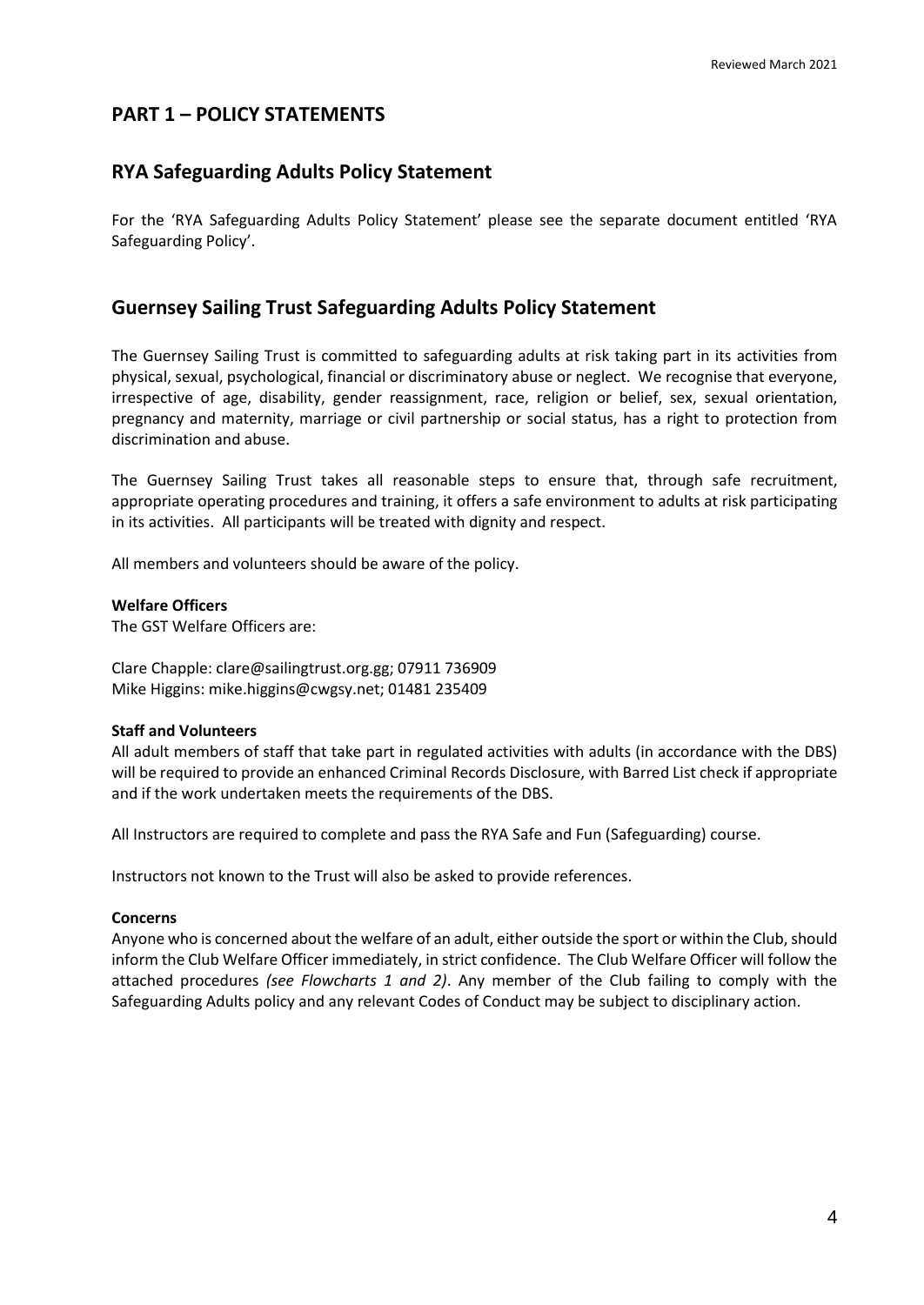## PART 1 – POLICY STATEMENTS

## RYA Safeguarding Adults Policy Statement

For the 'RYA Safeguarding Adults Policy Statement' please see the separate document entitled 'RYA Safeguarding Policy'.

## Guernsey Sailing Trust Safeguarding Adults Policy Statement

The Guernsey Sailing Trust is committed to safeguarding adults at risk taking part in its activities from physical, sexual, psychological, financial or discriminatory abuse or neglect. We recognise that everyone, irrespective of age, disability, gender reassignment, race, religion or belief, sex, sexual orientation, pregnancy and maternity, marriage or civil partnership or social status, has a right to protection from discrimination and abuse.

The Guernsey Sailing Trust takes all reasonable steps to ensure that, through safe recruitment, appropriate operating procedures and training, it offers a safe environment to adults at risk participating in its activities. All participants will be treated with dignity and respect.

All members and volunteers should be aware of the policy.

**Welfare Officers**
The GST Welfare Officers are:

Clare Chapple: clare@sailingtrust.org.gg; 07911 736909
Mike Higgins: mike.higgins@cwgsy.net; 01481 235409

**Staff and Volunteers**
All adult members of staff that take part in regulated activities with adults (in accordance with the DBS) will be required to provide an enhanced Criminal Records Disclosure, with Barred List check if appropriate and if the work undertaken meets the requirements of the DBS.

All Instructors are required to complete and pass the RYA Safe and Fun (Safeguarding) course.

Instructors not known to the Trust will also be asked to provide references.

**Concerns**
Anyone who is concerned about the welfare of an adult, either outside the sport or within the Club, should inform the Club Welfare Officer immediately, in strict confidence. The Club Welfare Officer will follow the attached procedures *(see Flowcharts 1 and 2)*. Any member of the Club failing to comply with the Safeguarding Adults policy and any relevant Codes of Conduct may be subject to disciplinary action.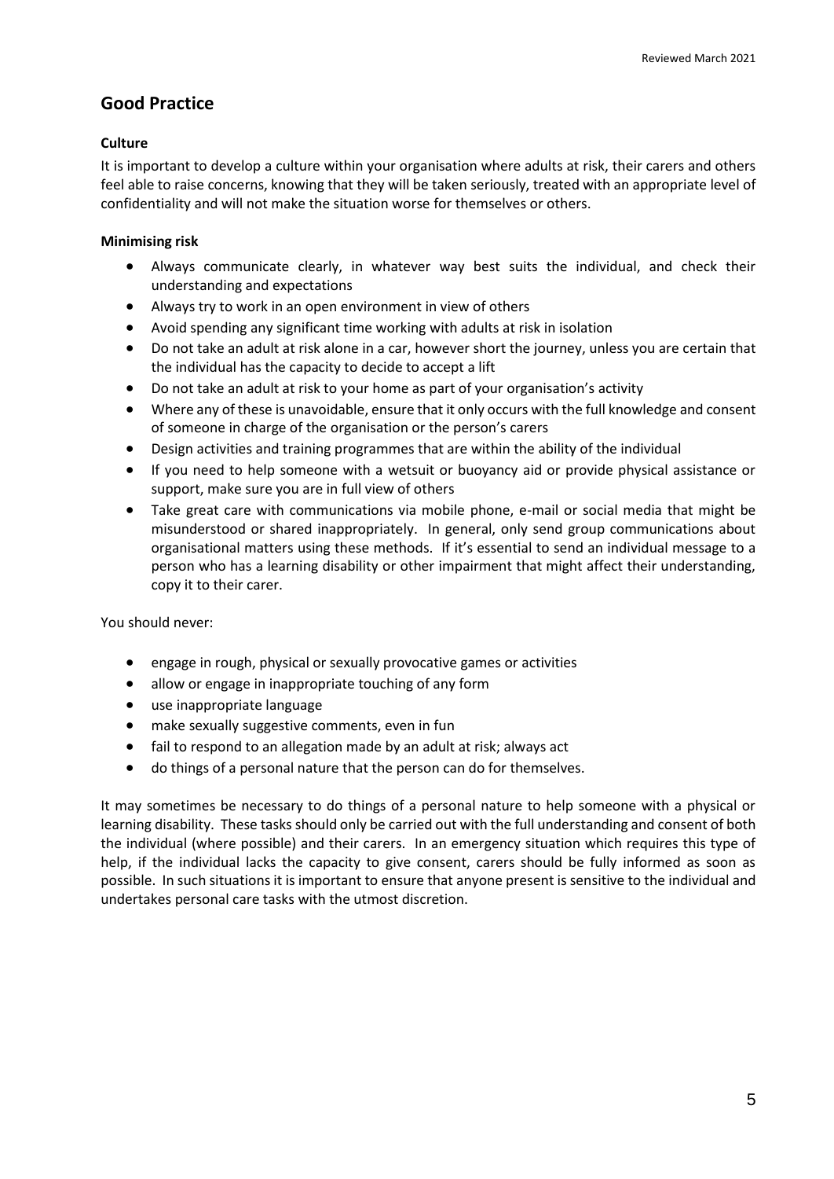## Good Practice

### Culture

It is important to develop a culture within your organisation where adults at risk, their carers and others feel able to raise concerns, knowing that they will be taken seriously, treated with an appropriate level of confidentiality and will not make the situation worse for themselves or others.

### Minimising risk

- Always communicate clearly, in whatever way best suits the individual, and check their understanding and expectations
- Always try to work in an open environment in view of others
- Avoid spending any significant time working with adults at risk in isolation
- Do not take an adult at risk alone in a car, however short the journey, unless you are certain that the individual has the capacity to decide to accept a lift
- Do not take an adult at risk to your home as part of your organisation's activity
- Where any of these is unavoidable, ensure that it only occurs with the full knowledge and consent of someone in charge of the organisation or the person's carers
- Design activities and training programmes that are within the ability of the individual
- If you need to help someone with a wetsuit or buoyancy aid or provide physical assistance or support, make sure you are in full view of others
- Take great care with communications via mobile phone, e-mail or social media that might be misunderstood or shared inappropriately. In general, only send group communications about organisational matters using these methods. If it's essential to send an individual message to a person who has a learning disability or other impairment that might affect their understanding, copy it to their carer.

You should never:

- engage in rough, physical or sexually provocative games or activities
- allow or engage in inappropriate touching of any form
- use inappropriate language
- make sexually suggestive comments, even in fun
- fail to respond to an allegation made by an adult at risk; always act
- do things of a personal nature that the person can do for themselves.

It may sometimes be necessary to do things of a personal nature to help someone with a physical or learning disability. These tasks should only be carried out with the full understanding and consent of both the individual (where possible) and their carers. In an emergency situation which requires this type of help, if the individual lacks the capacity to give consent, carers should be fully informed as soon as possible. In such situations it is important to ensure that anyone present is sensitive to the individual and undertakes personal care tasks with the utmost discretion.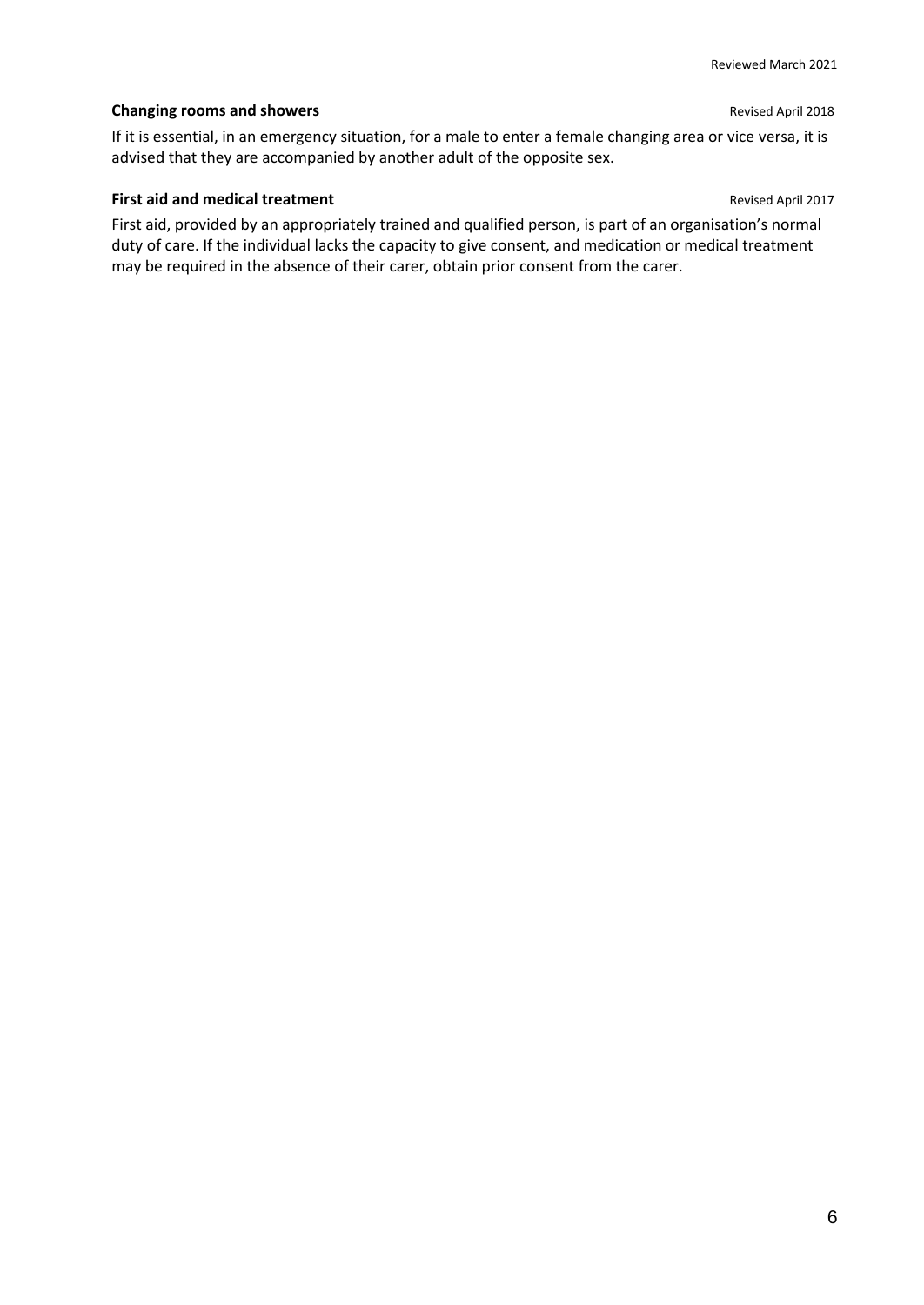**Changing rooms and showers** Revised April 2018

If it is essential, in an emergency situation, for a male to enter a female changing area or vice versa, it is advised that they are accompanied by another adult of the opposite sex.

**First aid and medical treatment** Revised April 2017

First aid, provided by an appropriately trained and qualified person, is part of an organisation's normal duty of care. If the individual lacks the capacity to give consent, and medication or medical treatment may be required in the absence of their carer, obtain prior consent from the carer.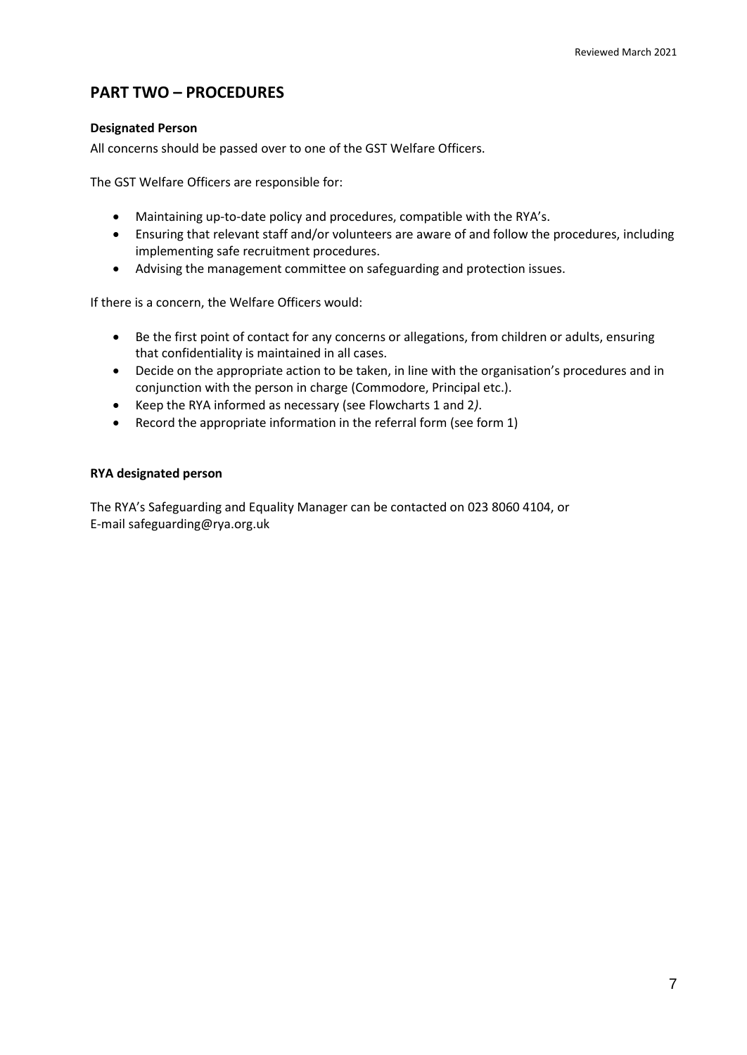## PART TWO – PROCEDURES

**Designated Person**

All concerns should be passed over to one of the GST Welfare Officers.

The GST Welfare Officers are responsible for:

- Maintaining up-to-date policy and procedures, compatible with the RYA's.
- Ensuring that relevant staff and/or volunteers are aware of and follow the procedures, including implementing safe recruitment procedures.
- Advising the management committee on safeguarding and protection issues.

If there is a concern, the Welfare Officers would:

- Be the first point of contact for any concerns or allegations, from children or adults, ensuring that confidentiality is maintained in all cases.
- Decide on the appropriate action to be taken, in line with the organisation's procedures and in conjunction with the person in charge (Commodore, Principal etc.).
- Keep the RYA informed as necessary (see Flowcharts 1 and 2*)*.
- Record the appropriate information in the referral form (see form 1)

**RYA designated person**

The RYA's Safeguarding and Equality Manager can be contacted on 023 8060 4104, or
E-mail safeguarding@rya.org.uk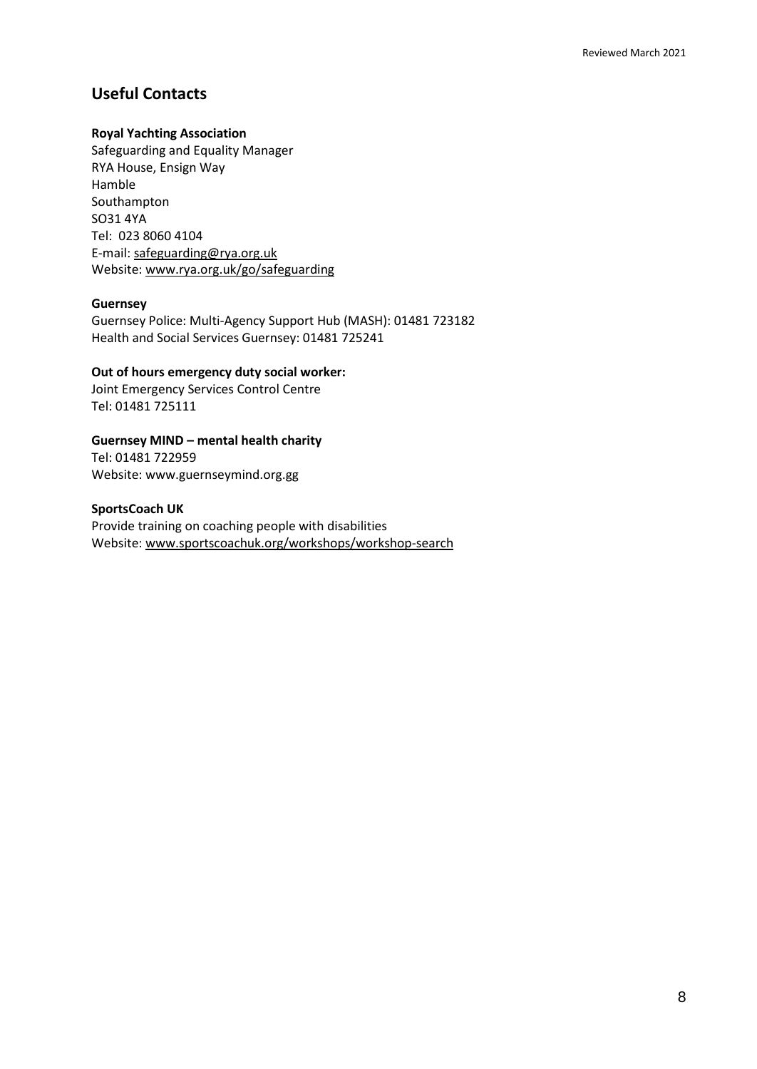## Useful Contacts

**Royal Yachting Association**
Safeguarding and Equality Manager
RYA House, Ensign Way
Hamble
Southampton
SO31 4YA
Tel: 023 8060 4104
E-mail: safeguarding@rya.org.uk
Website: www.rya.org.uk/go/safeguarding

**Guernsey**
Guernsey Police: Multi-Agency Support Hub (MASH): 01481 723182
Health and Social Services Guernsey: 01481 725241

**Out of hours emergency duty social worker:**
Joint Emergency Services Control Centre
Tel: 01481 725111

**Guernsey MIND – mental health charity**
Tel: 01481 722959
Website: www.guernseymind.org.gg

**SportsCoach UK**
Provide training on coaching people with disabilities
Website: www.sportscoachuk.org/workshops/workshop-search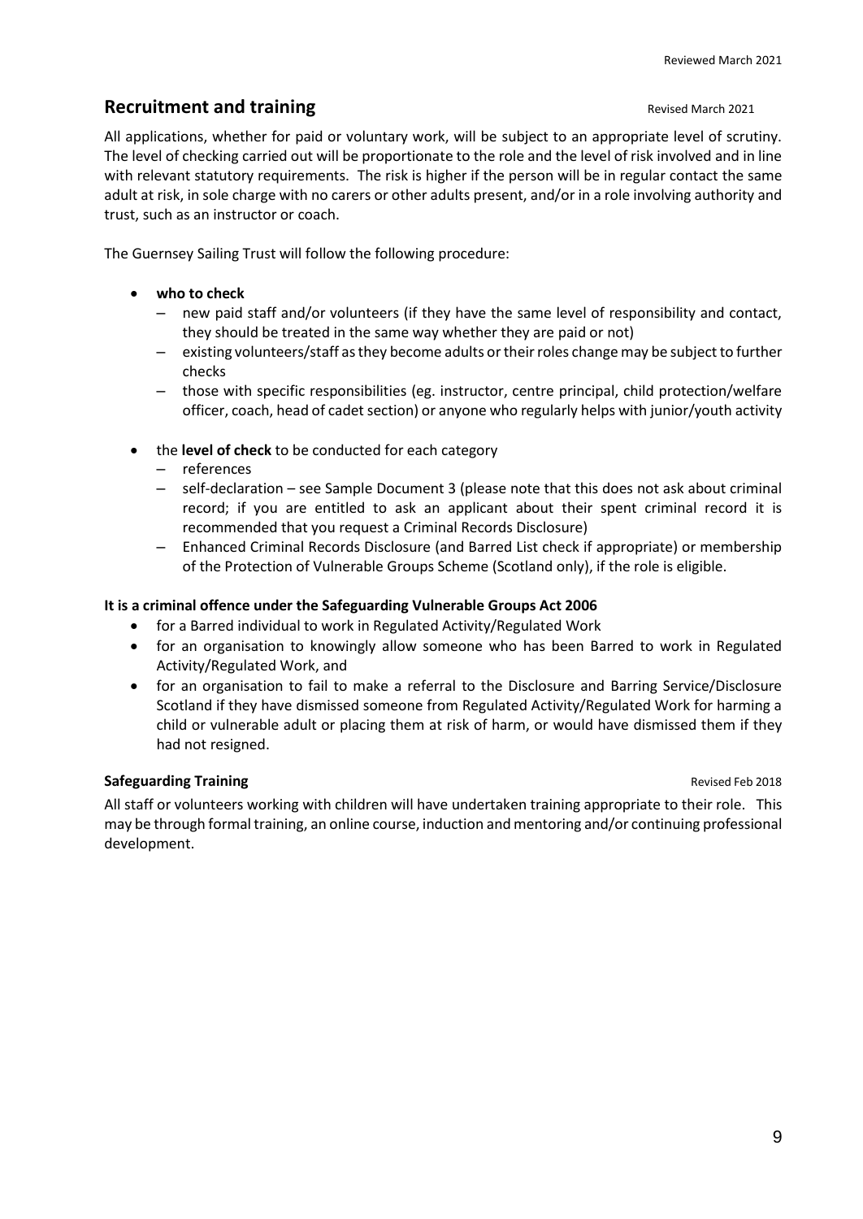## Recruitment and training

Revised March 2021

All applications, whether for paid or voluntary work, will be subject to an appropriate level of scrutiny. The level of checking carried out will be proportionate to the role and the level of risk involved and in line with relevant statutory requirements. The risk is higher if the person will be in regular contact the same adult at risk, in sole charge with no carers or other adults present, and/or in a role involving authority and trust, such as an instructor or coach.

The Guernsey Sailing Trust will follow the following procedure:

- **who to check**
  - new paid staff and/or volunteers (if they have the same level of responsibility and contact, they should be treated in the same way whether they are paid or not)
  - existing volunteers/staff as they become adults or their roles change may be subject to further checks
  - those with specific responsibilities (eg. instructor, centre principal, child protection/welfare officer, coach, head of cadet section) or anyone who regularly helps with junior/youth activity
- the **level of check** to be conducted for each category
  - references
  - self-declaration – see Sample Document 3 (please note that this does not ask about criminal record; if you are entitled to ask an applicant about their spent criminal record it is recommended that you request a Criminal Records Disclosure)
  - Enhanced Criminal Records Disclosure (and Barred List check if appropriate) or membership of the Protection of Vulnerable Groups Scheme (Scotland only), if the role is eligible.

**It is a criminal offence under the Safeguarding Vulnerable Groups Act 2006**

- for a Barred individual to work in Regulated Activity/Regulated Work
- for an organisation to knowingly allow someone who has been Barred to work in Regulated Activity/Regulated Work, and
- for an organisation to fail to make a referral to the Disclosure and Barring Service/Disclosure Scotland if they have dismissed someone from Regulated Activity/Regulated Work for harming a child or vulnerable adult or placing them at risk of harm, or would have dismissed them if they had not resigned.

### Safeguarding Training

Revised Feb 2018

All staff or volunteers working with children will have undertaken training appropriate to their role. This may be through formal training, an online course, induction and mentoring and/or continuing professional development.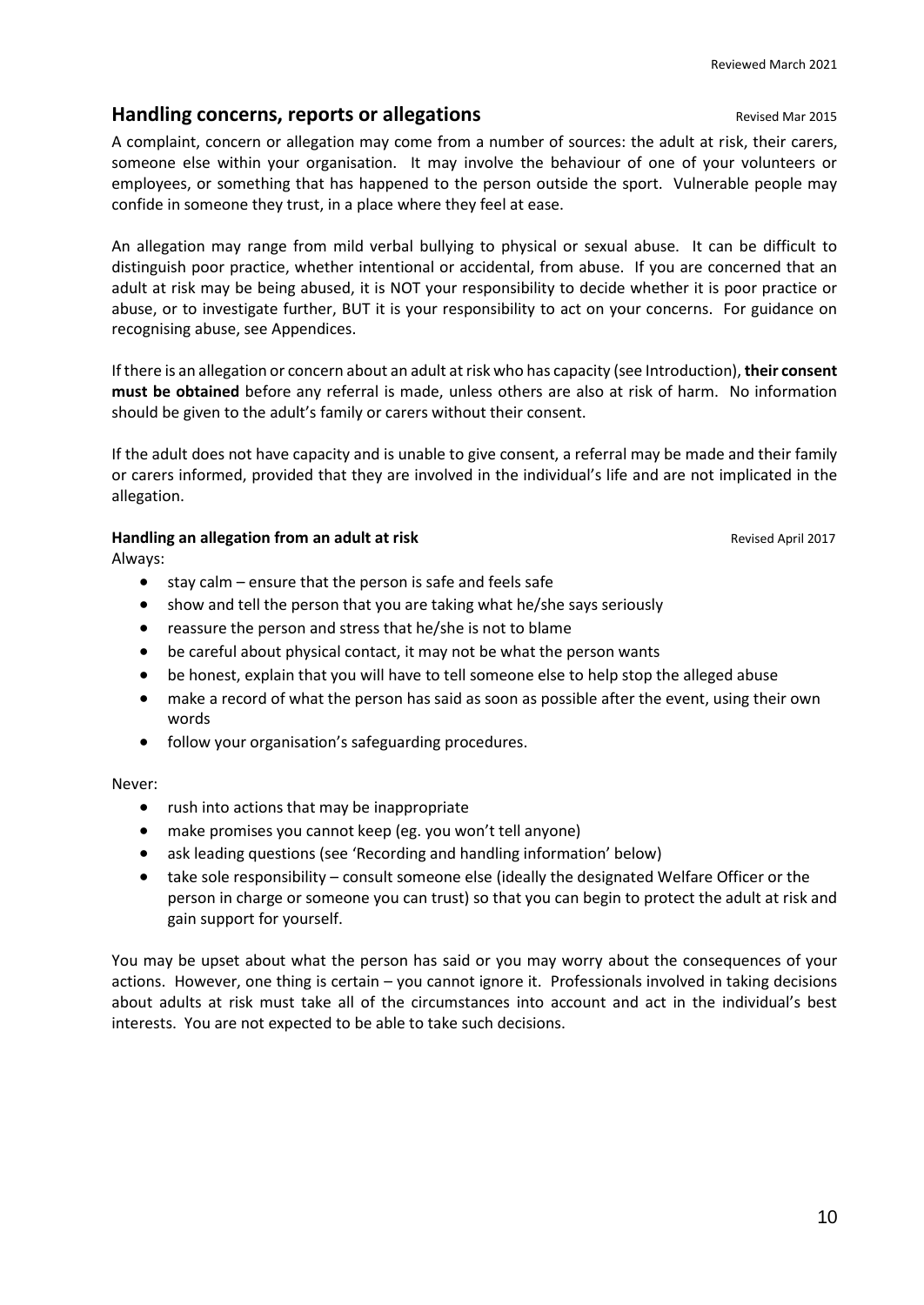## Handling concerns, reports or allegations

Revised Mar 2015

A complaint, concern or allegation may come from a number of sources: the adult at risk, their carers, someone else within your organisation. It may involve the behaviour of one of your volunteers or employees, or something that has happened to the person outside the sport. Vulnerable people may confide in someone they trust, in a place where they feel at ease.

An allegation may range from mild verbal bullying to physical or sexual abuse. It can be difficult to distinguish poor practice, whether intentional or accidental, from abuse. If you are concerned that an adult at risk may be being abused, it is NOT your responsibility to decide whether it is poor practice or abuse, or to investigate further, BUT it is your responsibility to act on your concerns. For guidance on recognising abuse, see Appendices.

If there is an allegation or concern about an adult at risk who has capacity (see Introduction), **their consent must be obtained** before any referral is made, unless others are also at risk of harm. No information should be given to the adult's family or carers without their consent.

If the adult does not have capacity and is unable to give consent, a referral may be made and their family or carers informed, provided that they are involved in the individual's life and are not implicated in the allegation.

### Handling an allegation from an adult at risk

Revised April 2017

Always:

- stay calm – ensure that the person is safe and feels safe
- show and tell the person that you are taking what he/she says seriously
- reassure the person and stress that he/she is not to blame
- be careful about physical contact, it may not be what the person wants
- be honest, explain that you will have to tell someone else to help stop the alleged abuse
- make a record of what the person has said as soon as possible after the event, using their own words
- follow your organisation's safeguarding procedures.

Never:

- rush into actions that may be inappropriate
- make promises you cannot keep (eg. you won't tell anyone)
- ask leading questions (see 'Recording and handling information' below)
- take sole responsibility – consult someone else (ideally the designated Welfare Officer or the person in charge or someone you can trust) so that you can begin to protect the adult at risk and gain support for yourself.

You may be upset about what the person has said or you may worry about the consequences of your actions. However, one thing is certain – you cannot ignore it. Professionals involved in taking decisions about adults at risk must take all of the circumstances into account and act in the individual's best interests. You are not expected to be able to take such decisions.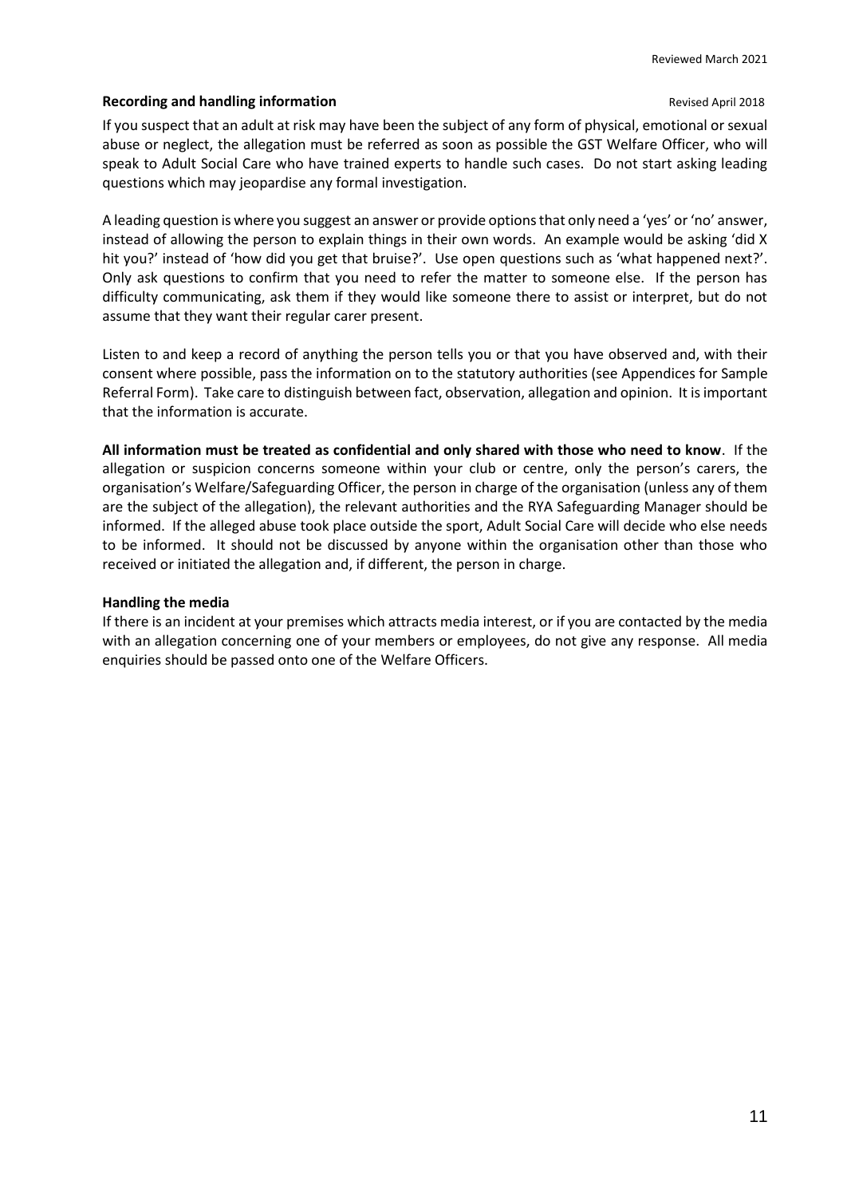**Recording and handling information** Revised April 2018

If you suspect that an adult at risk may have been the subject of any form of physical, emotional or sexual abuse or neglect, the allegation must be referred as soon as possible the GST Welfare Officer, who will speak to Adult Social Care who have trained experts to handle such cases. Do not start asking leading questions which may jeopardise any formal investigation.

A leading question is where you suggest an answer or provide options that only need a 'yes' or 'no' answer, instead of allowing the person to explain things in their own words. An example would be asking 'did X hit you?' instead of 'how did you get that bruise?'. Use open questions such as 'what happened next?'. Only ask questions to confirm that you need to refer the matter to someone else. If the person has difficulty communicating, ask them if they would like someone there to assist or interpret, but do not assume that they want their regular carer present.

Listen to and keep a record of anything the person tells you or that you have observed and, with their consent where possible, pass the information on to the statutory authorities (see Appendices for Sample Referral Form). Take care to distinguish between fact, observation, allegation and opinion. It is important that the information is accurate.

**All information must be treated as confidential and only shared with those who need to know**. If the allegation or suspicion concerns someone within your club or centre, only the person's carers, the organisation's Welfare/Safeguarding Officer, the person in charge of the organisation (unless any of them are the subject of the allegation), the relevant authorities and the RYA Safeguarding Manager should be informed. If the alleged abuse took place outside the sport, Adult Social Care will decide who else needs to be informed. It should not be discussed by anyone within the organisation other than those who received or initiated the allegation and, if different, the person in charge.

**Handling the media**

If there is an incident at your premises which attracts media interest, or if you are contacted by the media with an allegation concerning one of your members or employees, do not give any response. All media enquiries should be passed onto one of the Welfare Officers.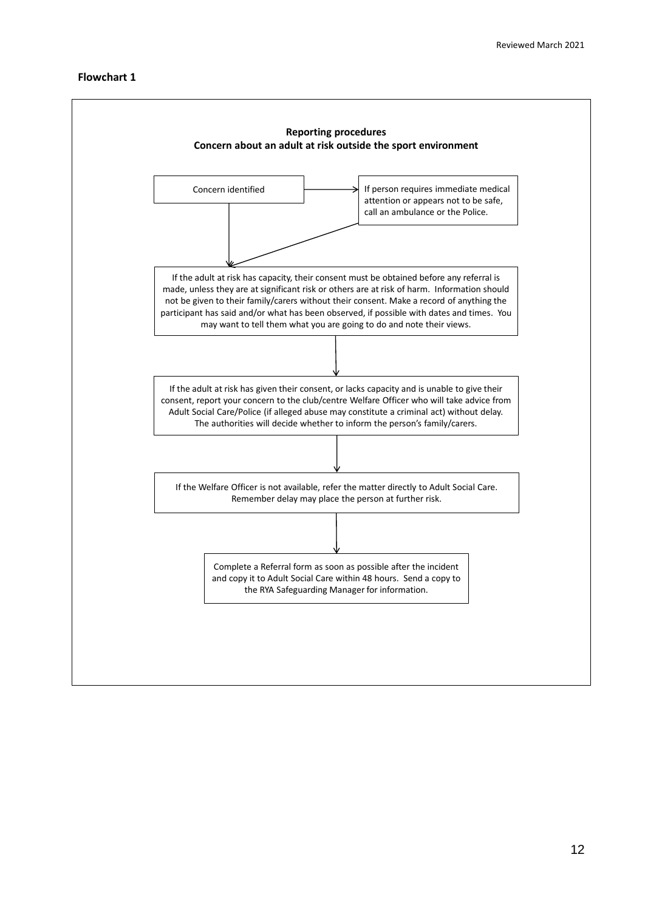**Flowchart 1**

**Reporting procedures**
**Concern about an adult at risk outside the sport environment**

Concern identified

→ If person requires immediate medical attention or appears not to be safe, call an ambulance or the Police.

↓

If the adult at risk has capacity, their consent must be obtained before any referral is made, unless they are at significant risk or others are at risk of harm. Information should not be given to their family/carers without their consent. Make a record of anything the participant has said and/or what has been observed, if possible with dates and times. You may want to tell them what you are going to do and note their views.

↓

If the adult at risk has given their consent, or lacks capacity and is unable to give their consent, report your concern to the club/centre Welfare Officer who will take advice from Adult Social Care/Police (if alleged abuse may constitute a criminal act) without delay. The authorities will decide whether to inform the person's family/carers.

↓

If the Welfare Officer is not available, refer the matter directly to Adult Social Care. Remember delay may place the person at further risk.

↓

Complete a Referral form as soon as possible after the incident and copy it to Adult Social Care within 48 hours. Send a copy to the RYA Safeguarding Manager for information.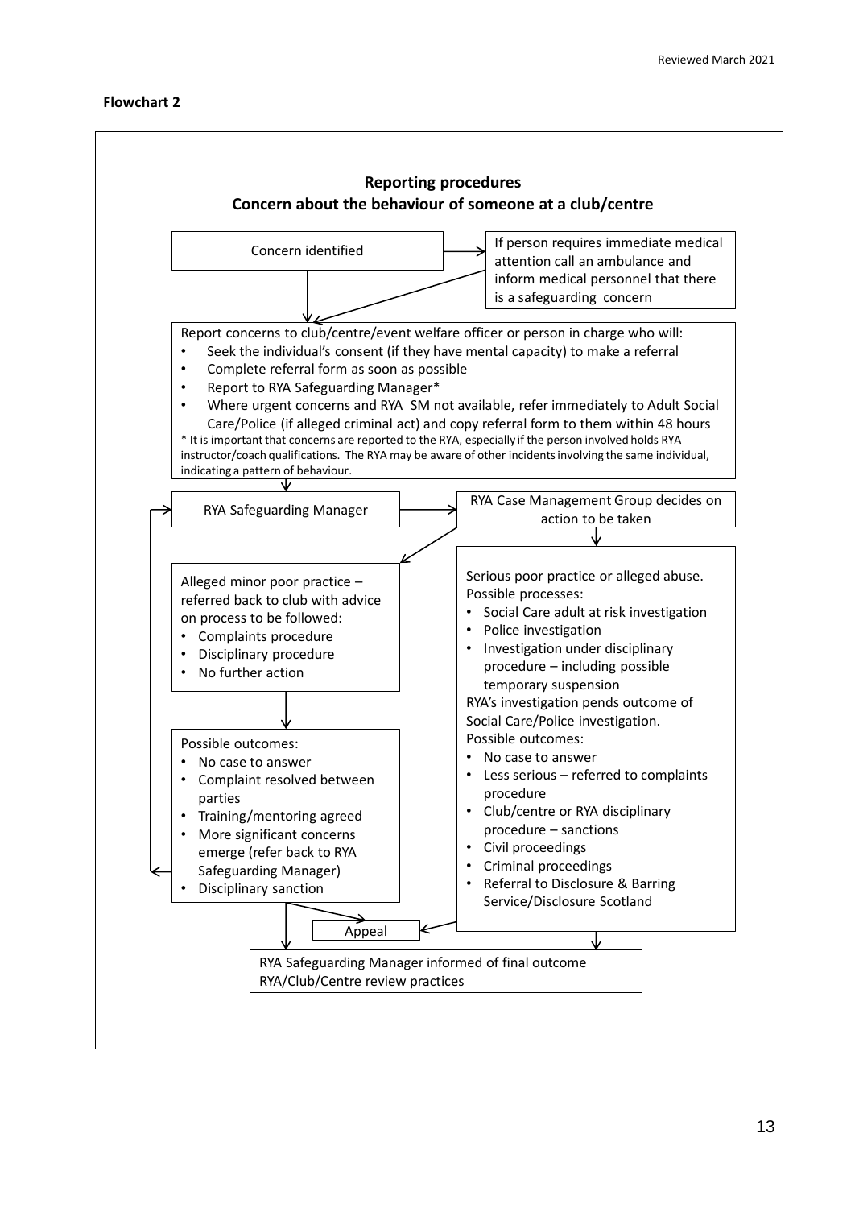**Flowchart 2**

## Reporting procedures
## Concern about the behaviour of someone at a club/centre

Concern identified

If person requires immediate medical attention call an ambulance and inform medical personnel that there is a safeguarding concern

Report concerns to club/centre/event welfare officer or person in charge who will:

- Seek the individual's consent (if they have mental capacity) to make a referral
- Complete referral form as soon as possible
- Report to RYA Safeguarding Manager*
- Where urgent concerns and RYA SM not available, refer immediately to Adult Social Care/Police (if alleged criminal act) and copy referral form to them within 48 hours

\* It is important that concerns are reported to the RYA, especially if the person involved holds RYA instructor/coach qualifications. The RYA may be aware of other incidents involving the same individual, indicating a pattern of behaviour.

RYA Safeguarding Manager

RYA Case Management Group decides on action to be taken

Alleged minor poor practice – referred back to club with advice on process to be followed:

- Complaints procedure
- Disciplinary procedure
- No further action

Possible outcomes:

- No case to answer
- Complaint resolved between parties
- Training/mentoring agreed
- More significant concerns emerge (refer back to RYA Safeguarding Manager)
- Disciplinary sanction

Serious poor practice or alleged abuse.
Possible processes:

- Social Care adult at risk investigation
- Police investigation
- Investigation under disciplinary procedure – including possible temporary suspension

RYA's investigation pends outcome of Social Care/Police investigation.
Possible outcomes:

- No case to answer
- Less serious – referred to complaints procedure
- Club/centre or RYA disciplinary procedure – sanctions
- Civil proceedings
- Criminal proceedings
- Referral to Disclosure & Barring Service/Disclosure Scotland

Appeal

RYA Safeguarding Manager informed of final outcome
RYA/Club/Centre review practices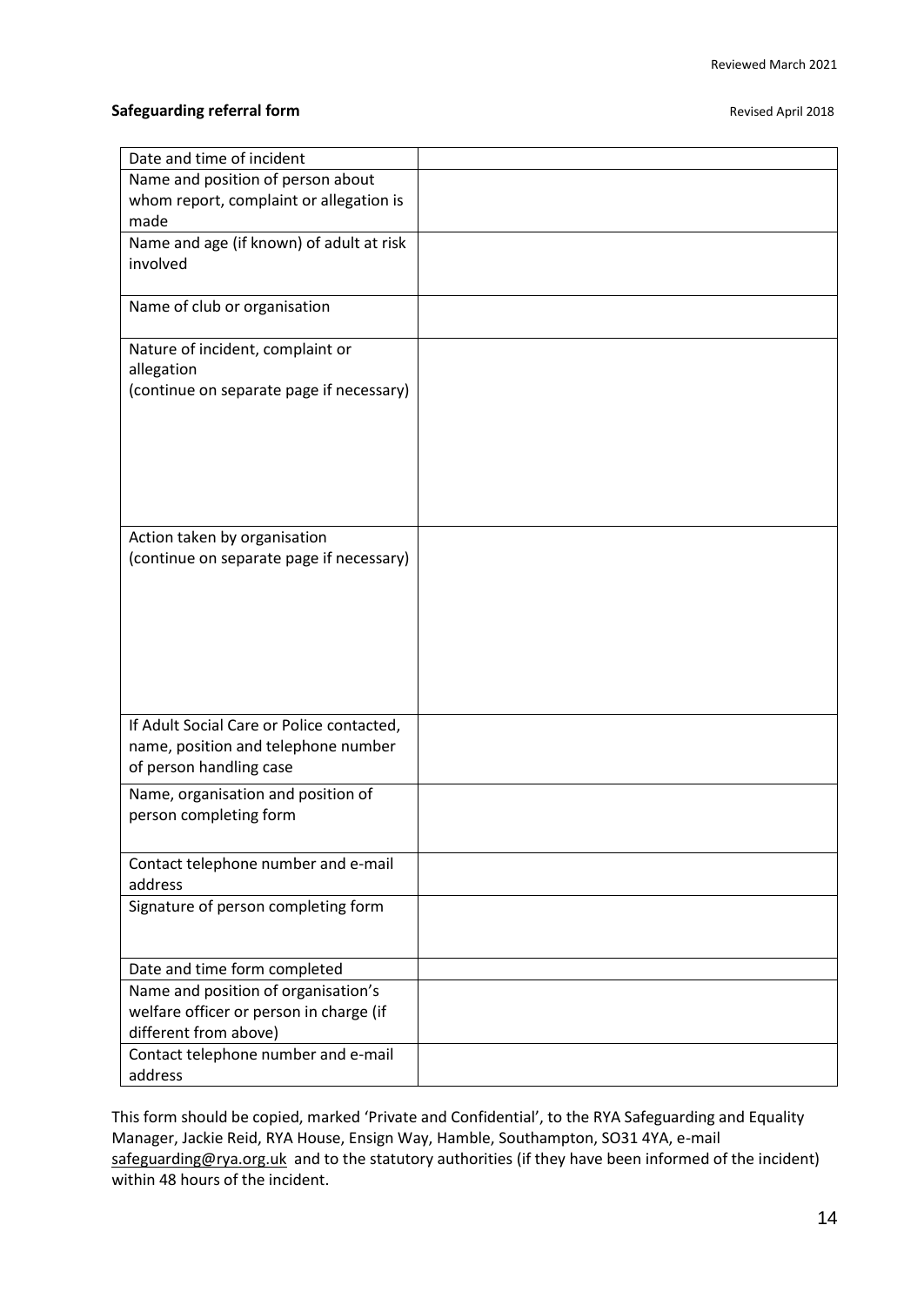Reviewed March 2021

**Safeguarding referral form** Revised April 2018

| Date and time of incident | |
|---|---|
| Name and position of person about whom report, complaint or allegation is made | |
| Name and age (if known) of adult at risk involved | |
| Name of club or organisation | |
| Nature of incident, complaint or allegation (continue on separate page if necessary) | |
| Action taken by organisation (continue on separate page if necessary) | |
| If Adult Social Care or Police contacted, name, position and telephone number of person handling case | |
| Name, organisation and position of person completing form | |
| Contact telephone number and e-mail address | |
| Signature of person completing form | |
| Date and time form completed | |
| Name and position of organisation's welfare officer or person in charge (if different from above) | |
| Contact telephone number and e-mail address | |

This form should be copied, marked 'Private and Confidential', to the RYA Safeguarding and Equality Manager, Jackie Reid, RYA House, Ensign Way, Hamble, Southampton, SO31 4YA, e-mail safeguarding@rya.org.uk and to the statutory authorities (if they have been informed of the incident) within 48 hours of the incident.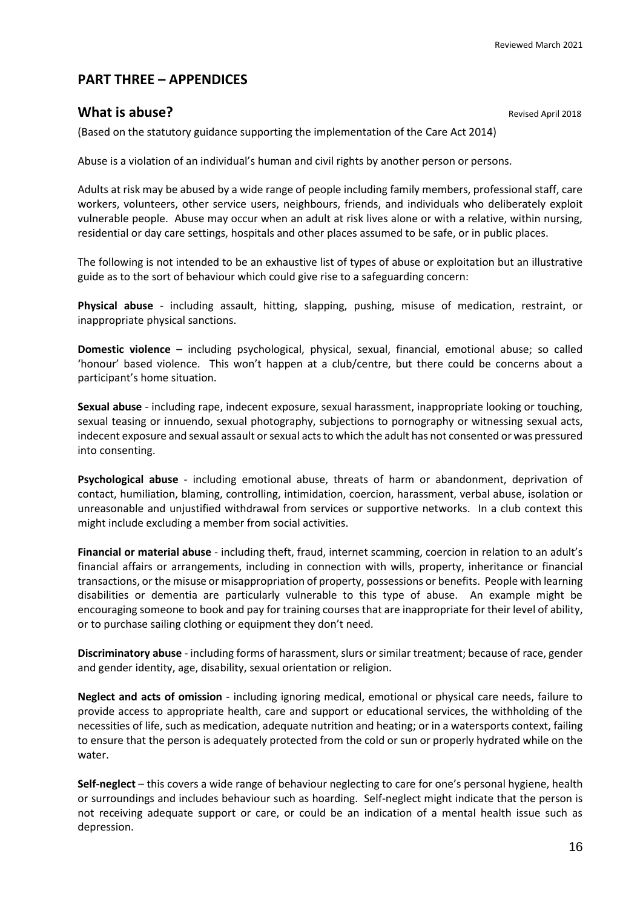## PART THREE – APPENDICES

### What is abuse?

Revised April 2018

(Based on the statutory guidance supporting the implementation of the Care Act 2014)

Abuse is a violation of an individual's human and civil rights by another person or persons.

Adults at risk may be abused by a wide range of people including family members, professional staff, care workers, volunteers, other service users, neighbours, friends, and individuals who deliberately exploit vulnerable people. Abuse may occur when an adult at risk lives alone or with a relative, within nursing, residential or day care settings, hospitals and other places assumed to be safe, or in public places.

The following is not intended to be an exhaustive list of types of abuse or exploitation but an illustrative guide as to the sort of behaviour which could give rise to a safeguarding concern:

**Physical abuse** - including assault, hitting, slapping, pushing, misuse of medication, restraint, or inappropriate physical sanctions.

**Domestic violence** – including psychological, physical, sexual, financial, emotional abuse; so called 'honour' based violence. This won't happen at a club/centre, but there could be concerns about a participant's home situation.

**Sexual abuse** - including rape, indecent exposure, sexual harassment, inappropriate looking or touching, sexual teasing or innuendo, sexual photography, subjections to pornography or witnessing sexual acts, indecent exposure and sexual assault or sexual acts to which the adult has not consented or was pressured into consenting.

**Psychological abuse** - including emotional abuse, threats of harm or abandonment, deprivation of contact, humiliation, blaming, controlling, intimidation, coercion, harassment, verbal abuse, isolation or unreasonable and unjustified withdrawal from services or supportive networks. In a club context this might include excluding a member from social activities.

**Financial or material abuse** - including theft, fraud, internet scamming, coercion in relation to an adult's financial affairs or arrangements, including in connection with wills, property, inheritance or financial transactions, or the misuse or misappropriation of property, possessions or benefits. People with learning disabilities or dementia are particularly vulnerable to this type of abuse. An example might be encouraging someone to book and pay for training courses that are inappropriate for their level of ability, or to purchase sailing clothing or equipment they don't need.

**Discriminatory abuse** - including forms of harassment, slurs or similar treatment; because of race, gender and gender identity, age, disability, sexual orientation or religion.

**Neglect and acts of omission** - including ignoring medical, emotional or physical care needs, failure to provide access to appropriate health, care and support or educational services, the withholding of the necessities of life, such as medication, adequate nutrition and heating; or in a watersports context, failing to ensure that the person is adequately protected from the cold or sun or properly hydrated while on the water.

**Self-neglect** – this covers a wide range of behaviour neglecting to care for one's personal hygiene, health or surroundings and includes behaviour such as hoarding. Self-neglect might indicate that the person is not receiving adequate support or care, or could be an indication of a mental health issue such as depression.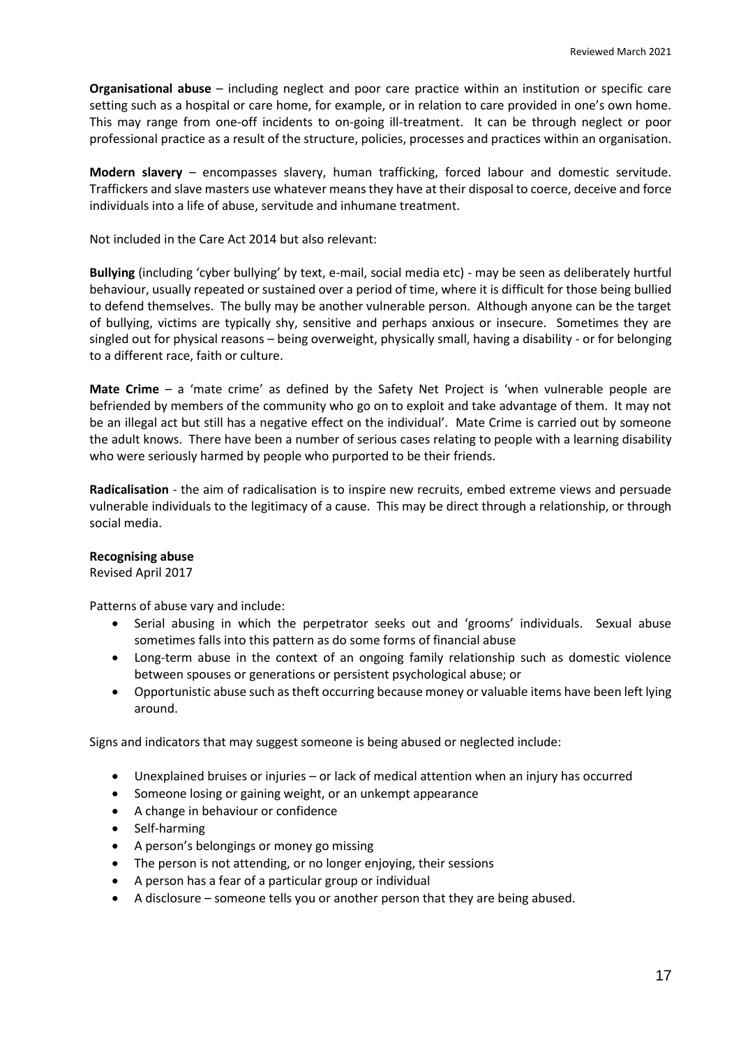**Organisational abuse** – including neglect and poor care practice within an institution or specific care setting such as a hospital or care home, for example, or in relation to care provided in one's own home. This may range from one-off incidents to on-going ill-treatment. It can be through neglect or poor professional practice as a result of the structure, policies, processes and practices within an organisation.

**Modern slavery** – encompasses slavery, human trafficking, forced labour and domestic servitude. Traffickers and slave masters use whatever means they have at their disposal to coerce, deceive and force individuals into a life of abuse, servitude and inhumane treatment.

Not included in the Care Act 2014 but also relevant:

**Bullying** (including 'cyber bullying' by text, e-mail, social media etc) - may be seen as deliberately hurtful behaviour, usually repeated or sustained over a period of time, where it is difficult for those being bullied to defend themselves. The bully may be another vulnerable person. Although anyone can be the target of bullying, victims are typically shy, sensitive and perhaps anxious or insecure. Sometimes they are singled out for physical reasons – being overweight, physically small, having a disability - or for belonging to a different race, faith or culture.

**Mate Crime** – a 'mate crime' as defined by the Safety Net Project is 'when vulnerable people are befriended by members of the community who go on to exploit and take advantage of them. It may not be an illegal act but still has a negative effect on the individual'. Mate Crime is carried out by someone the adult knows. There have been a number of serious cases relating to people with a learning disability who were seriously harmed by people who purported to be their friends.

**Radicalisation** - the aim of radicalisation is to inspire new recruits, embed extreme views and persuade vulnerable individuals to the legitimacy of a cause. This may be direct through a relationship, or through social media.

**Recognising abuse**
Revised April 2017

Patterns of abuse vary and include:

- Serial abusing in which the perpetrator seeks out and 'grooms' individuals. Sexual abuse sometimes falls into this pattern as do some forms of financial abuse
- Long-term abuse in the context of an ongoing family relationship such as domestic violence between spouses or generations or persistent psychological abuse; or
- Opportunistic abuse such as theft occurring because money or valuable items have been left lying around.

Signs and indicators that may suggest someone is being abused or neglected include:

- Unexplained bruises or injuries – or lack of medical attention when an injury has occurred
- Someone losing or gaining weight, or an unkempt appearance
- A change in behaviour or confidence
- Self-harming
- A person's belongings or money go missing
- The person is not attending, or no longer enjoying, their sessions
- A person has a fear of a particular group or individual
- A disclosure – someone tells you or another person that they are being abused.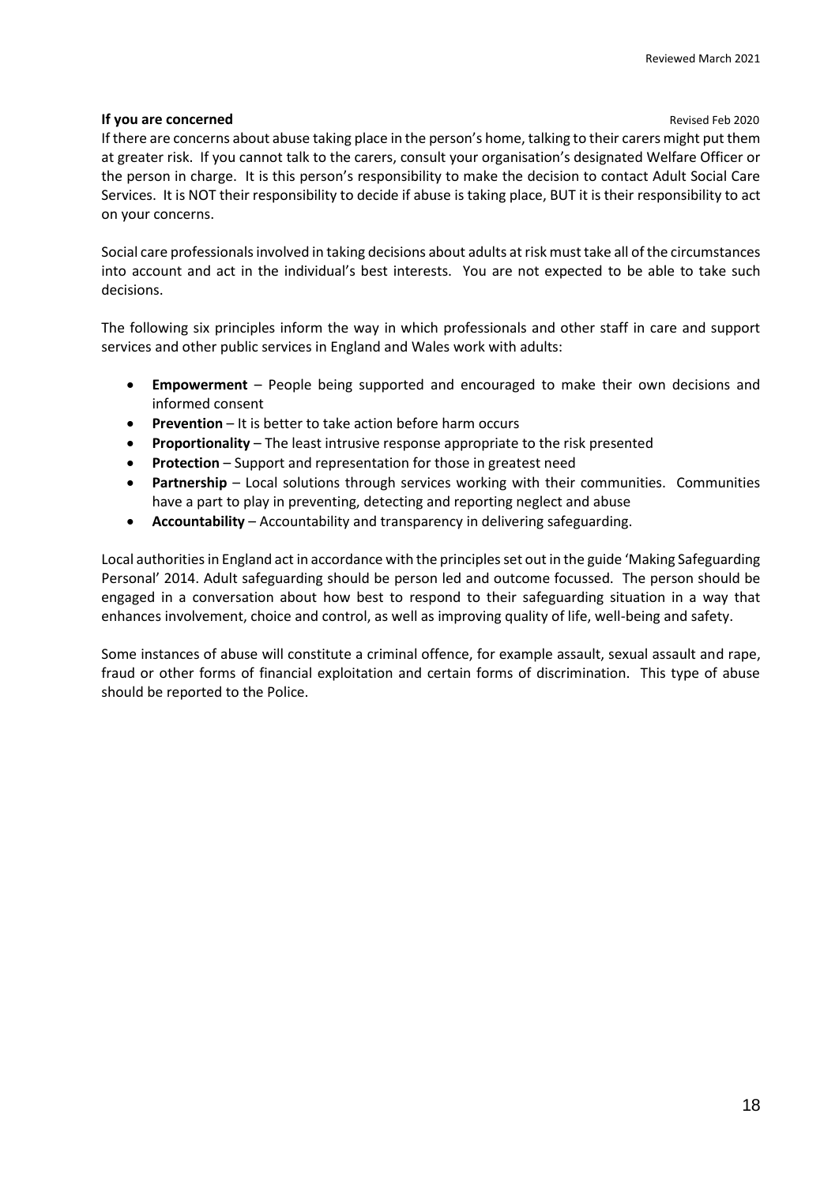**If you are concerned** Revised Feb 2020

If there are concerns about abuse taking place in the person's home, talking to their carers might put them at greater risk. If you cannot talk to the carers, consult your organisation's designated Welfare Officer or the person in charge. It is this person's responsibility to make the decision to contact Adult Social Care Services. It is NOT their responsibility to decide if abuse is taking place, BUT it is their responsibility to act on your concerns.

Social care professionals involved in taking decisions about adults at risk must take all of the circumstances into account and act in the individual's best interests. You are not expected to be able to take such decisions.

The following six principles inform the way in which professionals and other staff in care and support services and other public services in England and Wales work with adults:

- **Empowerment** – People being supported and encouraged to make their own decisions and informed consent
- **Prevention** – It is better to take action before harm occurs
- **Proportionality** – The least intrusive response appropriate to the risk presented
- **Protection** – Support and representation for those in greatest need
- **Partnership** – Local solutions through services working with their communities. Communities have a part to play in preventing, detecting and reporting neglect and abuse
- **Accountability** – Accountability and transparency in delivering safeguarding.

Local authorities in England act in accordance with the principles set out in the guide 'Making Safeguarding Personal' 2014. Adult safeguarding should be person led and outcome focussed. The person should be engaged in a conversation about how best to respond to their safeguarding situation in a way that enhances involvement, choice and control, as well as improving quality of life, well-being and safety.

Some instances of abuse will constitute a criminal offence, for example assault, sexual assault and rape, fraud or other forms of financial exploitation and certain forms of discrimination. This type of abuse should be reported to the Police.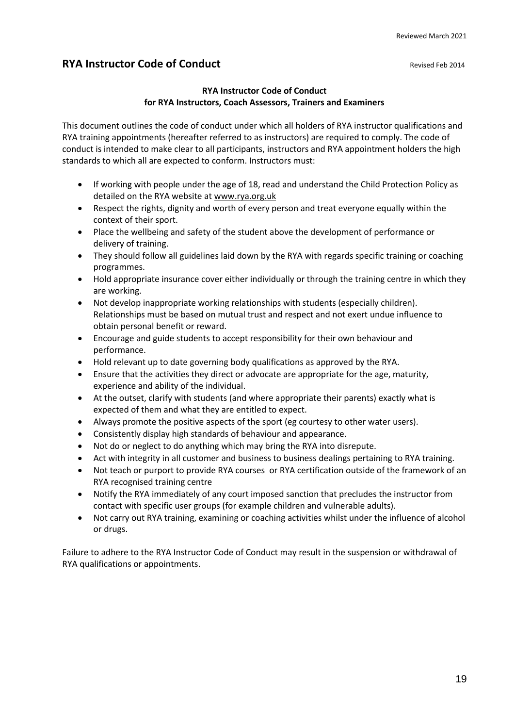## RYA Instructor Code of Conduct

Revised Feb 2014

**RYA Instructor Code of Conduct**
**for RYA Instructors, Coach Assessors, Trainers and Examiners**

This document outlines the code of conduct under which all holders of RYA instructor qualifications and RYA training appointments (hereafter referred to as instructors) are required to comply. The code of conduct is intended to make clear to all participants, instructors and RYA appointment holders the high standards to which all are expected to conform. Instructors must:

- If working with people under the age of 18, read and understand the Child Protection Policy as detailed on the RYA website at www.rya.org.uk
- Respect the rights, dignity and worth of every person and treat everyone equally within the context of their sport.
- Place the wellbeing and safety of the student above the development of performance or delivery of training.
- They should follow all guidelines laid down by the RYA with regards specific training or coaching programmes.
- Hold appropriate insurance cover either individually or through the training centre in which they are working.
- Not develop inappropriate working relationships with students (especially children). Relationships must be based on mutual trust and respect and not exert undue influence to obtain personal benefit or reward.
- Encourage and guide students to accept responsibility for their own behaviour and performance.
- Hold relevant up to date governing body qualifications as approved by the RYA.
- Ensure that the activities they direct or advocate are appropriate for the age, maturity, experience and ability of the individual.
- At the outset, clarify with students (and where appropriate their parents) exactly what is expected of them and what they are entitled to expect.
- Always promote the positive aspects of the sport (eg courtesy to other water users).
- Consistently display high standards of behaviour and appearance.
- Not do or neglect to do anything which may bring the RYA into disrepute.
- Act with integrity in all customer and business to business dealings pertaining to RYA training.
- Not teach or purport to provide RYA courses or RYA certification outside of the framework of an RYA recognised training centre
- Notify the RYA immediately of any court imposed sanction that precludes the instructor from contact with specific user groups (for example children and vulnerable adults).
- Not carry out RYA training, examining or coaching activities whilst under the influence of alcohol or drugs.

Failure to adhere to the RYA Instructor Code of Conduct may result in the suspension or withdrawal of RYA qualifications or appointments.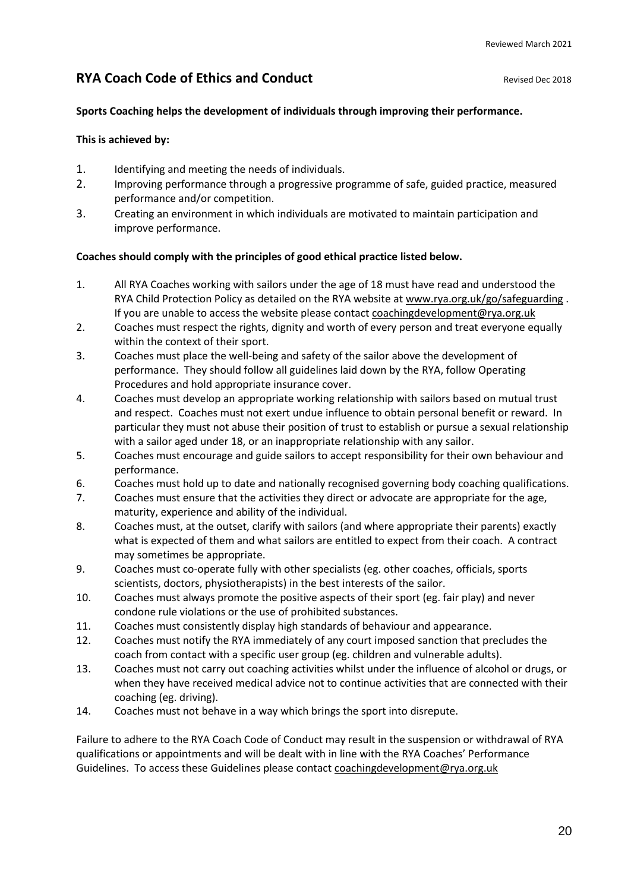Reviewed March 2021

## RYA Coach Code of Ethics and Conduct

Revised Dec 2018

**Sports Coaching helps the development of individuals through improving their performance.**

**This is achieved by:**

1. Identifying and meeting the needs of individuals.
2. Improving performance through a progressive programme of safe, guided practice, measured performance and/or competition.
3. Creating an environment in which individuals are motivated to maintain participation and improve performance.

**Coaches should comply with the principles of good ethical practice listed below.**

1. All RYA Coaches working with sailors under the age of 18 must have read and understood the RYA Child Protection Policy as detailed on the RYA website at www.rya.org.uk/go/safeguarding . If you are unable to access the website please contact coachingdevelopment@rya.org.uk
2. Coaches must respect the rights, dignity and worth of every person and treat everyone equally within the context of their sport.
3. Coaches must place the well-being and safety of the sailor above the development of performance. They should follow all guidelines laid down by the RYA, follow Operating Procedures and hold appropriate insurance cover.
4. Coaches must develop an appropriate working relationship with sailors based on mutual trust and respect. Coaches must not exert undue influence to obtain personal benefit or reward. In particular they must not abuse their position of trust to establish or pursue a sexual relationship with a sailor aged under 18, or an inappropriate relationship with any sailor.
5. Coaches must encourage and guide sailors to accept responsibility for their own behaviour and performance.
6. Coaches must hold up to date and nationally recognised governing body coaching qualifications.
7. Coaches must ensure that the activities they direct or advocate are appropriate for the age, maturity, experience and ability of the individual.
8. Coaches must, at the outset, clarify with sailors (and where appropriate their parents) exactly what is expected of them and what sailors are entitled to expect from their coach. A contract may sometimes be appropriate.
9. Coaches must co-operate fully with other specialists (eg. other coaches, officials, sports scientists, doctors, physiotherapists) in the best interests of the sailor.
10. Coaches must always promote the positive aspects of their sport (eg. fair play) and never condone rule violations or the use of prohibited substances.
11. Coaches must consistently display high standards of behaviour and appearance.
12. Coaches must notify the RYA immediately of any court imposed sanction that precludes the coach from contact with a specific user group (eg. children and vulnerable adults).
13. Coaches must not carry out coaching activities whilst under the influence of alcohol or drugs, or when they have received medical advice not to continue activities that are connected with their coaching (eg. driving).
14. Coaches must not behave in a way which brings the sport into disrepute.

Failure to adhere to the RYA Coach Code of Conduct may result in the suspension or withdrawal of RYA qualifications or appointments and will be dealt with in line with the RYA Coaches' Performance Guidelines. To access these Guidelines please contact coachingdevelopment@rya.org.uk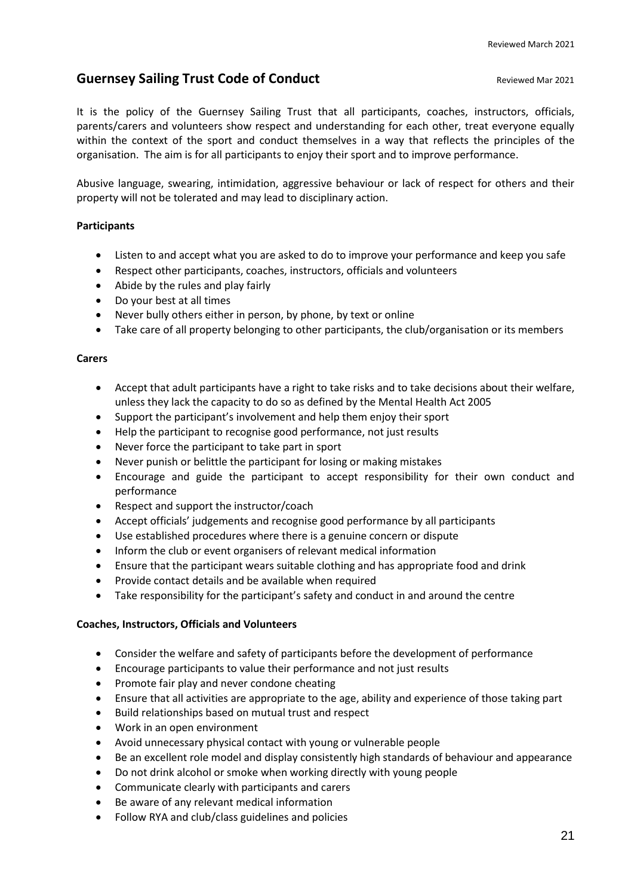## Guernsey Sailing Trust Code of Conduct

Reviewed Mar 2021

It is the policy of the Guernsey Sailing Trust that all participants, coaches, instructors, officials, parents/carers and volunteers show respect and understanding for each other, treat everyone equally within the context of the sport and conduct themselves in a way that reflects the principles of the organisation. The aim is for all participants to enjoy their sport and to improve performance.

Abusive language, swearing, intimidation, aggressive behaviour or lack of respect for others and their property will not be tolerated and may lead to disciplinary action.

**Participants**

- Listen to and accept what you are asked to do to improve your performance and keep you safe
- Respect other participants, coaches, instructors, officials and volunteers
- Abide by the rules and play fairly
- Do your best at all times
- Never bully others either in person, by phone, by text or online
- Take care of all property belonging to other participants, the club/organisation or its members

**Carers**

- Accept that adult participants have a right to take risks and to take decisions about their welfare, unless they lack the capacity to do so as defined by the Mental Health Act 2005
- Support the participant's involvement and help them enjoy their sport
- Help the participant to recognise good performance, not just results
- Never force the participant to take part in sport
- Never punish or belittle the participant for losing or making mistakes
- Encourage and guide the participant to accept responsibility for their own conduct and performance
- Respect and support the instructor/coach
- Accept officials' judgements and recognise good performance by all participants
- Use established procedures where there is a genuine concern or dispute
- Inform the club or event organisers of relevant medical information
- Ensure that the participant wears suitable clothing and has appropriate food and drink
- Provide contact details and be available when required
- Take responsibility for the participant's safety and conduct in and around the centre

**Coaches, Instructors, Officials and Volunteers**

- Consider the welfare and safety of participants before the development of performance
- Encourage participants to value their performance and not just results
- Promote fair play and never condone cheating
- Ensure that all activities are appropriate to the age, ability and experience of those taking part
- Build relationships based on mutual trust and respect
- Work in an open environment
- Avoid unnecessary physical contact with young or vulnerable people
- Be an excellent role model and display consistently high standards of behaviour and appearance
- Do not drink alcohol or smoke when working directly with young people
- Communicate clearly with participants and carers
- Be aware of any relevant medical information
- Follow RYA and club/class guidelines and policies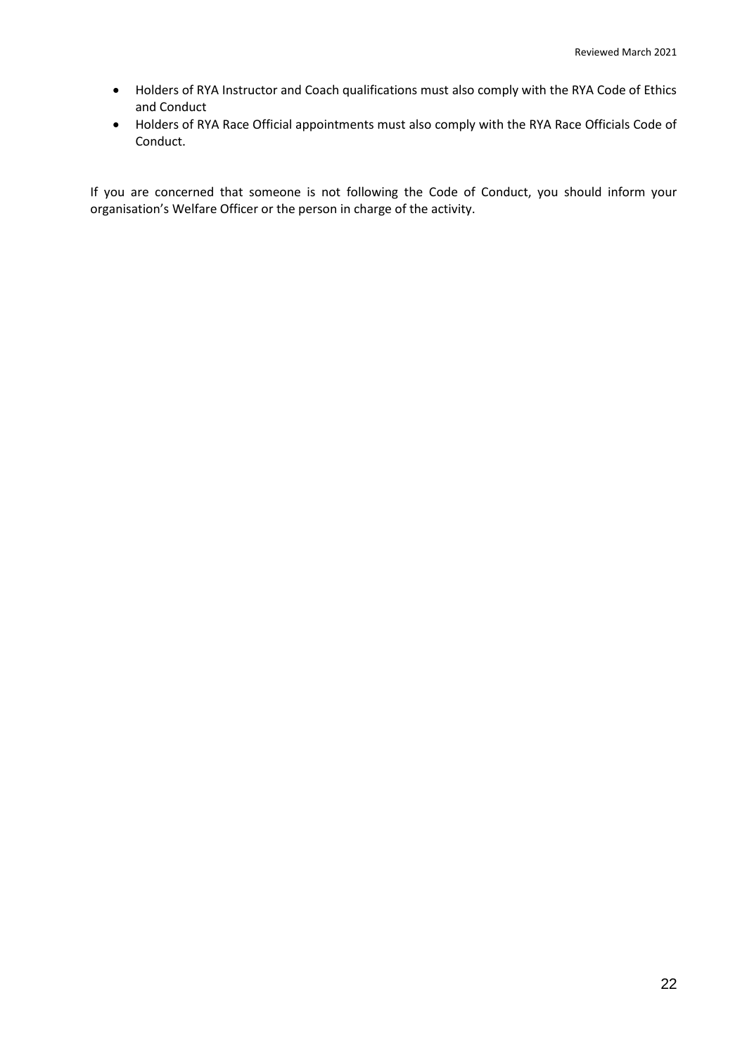- Holders of RYA Instructor and Coach qualifications must also comply with the RYA Code of Ethics and Conduct
- Holders of RYA Race Official appointments must also comply with the RYA Race Officials Code of Conduct.

If you are concerned that someone is not following the Code of Conduct, you should inform your organisation's Welfare Officer or the person in charge of the activity.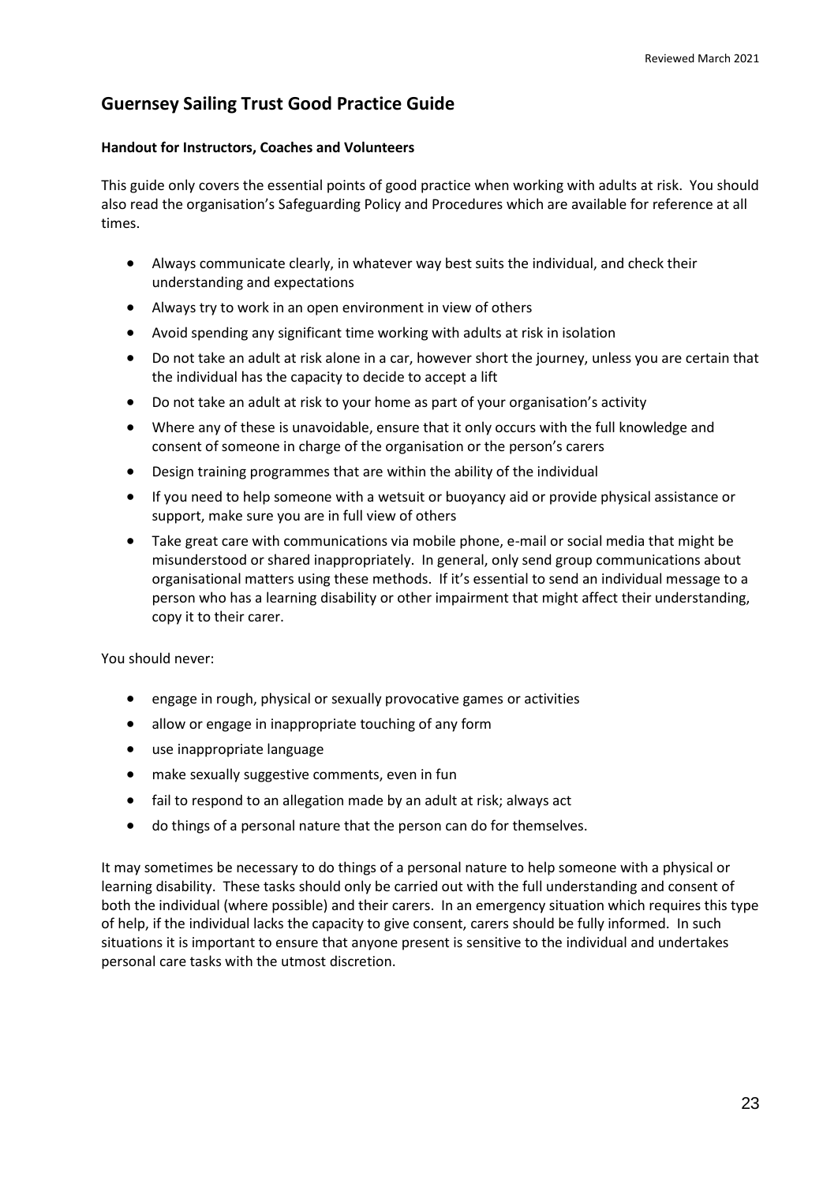## Guernsey Sailing Trust Good Practice Guide

**Handout for Instructors, Coaches and Volunteers**

This guide only covers the essential points of good practice when working with adults at risk. You should also read the organisation's Safeguarding Policy and Procedures which are available for reference at all times.

- Always communicate clearly, in whatever way best suits the individual, and check their understanding and expectations
- Always try to work in an open environment in view of others
- Avoid spending any significant time working with adults at risk in isolation
- Do not take an adult at risk alone in a car, however short the journey, unless you are certain that the individual has the capacity to decide to accept a lift
- Do not take an adult at risk to your home as part of your organisation's activity
- Where any of these is unavoidable, ensure that it only occurs with the full knowledge and consent of someone in charge of the organisation or the person's carers
- Design training programmes that are within the ability of the individual
- If you need to help someone with a wetsuit or buoyancy aid or provide physical assistance or support, make sure you are in full view of others
- Take great care with communications via mobile phone, e-mail or social media that might be misunderstood or shared inappropriately. In general, only send group communications about organisational matters using these methods. If it's essential to send an individual message to a person who has a learning disability or other impairment that might affect their understanding, copy it to their carer.

You should never:

- engage in rough, physical or sexually provocative games or activities
- allow or engage in inappropriate touching of any form
- use inappropriate language
- make sexually suggestive comments, even in fun
- fail to respond to an allegation made by an adult at risk; always act
- do things of a personal nature that the person can do for themselves.

It may sometimes be necessary to do things of a personal nature to help someone with a physical or learning disability. These tasks should only be carried out with the full understanding and consent of both the individual (where possible) and their carers. In an emergency situation which requires this type of help, if the individual lacks the capacity to give consent, carers should be fully informed. In such situations it is important to ensure that anyone present is sensitive to the individual and undertakes personal care tasks with the utmost discretion.